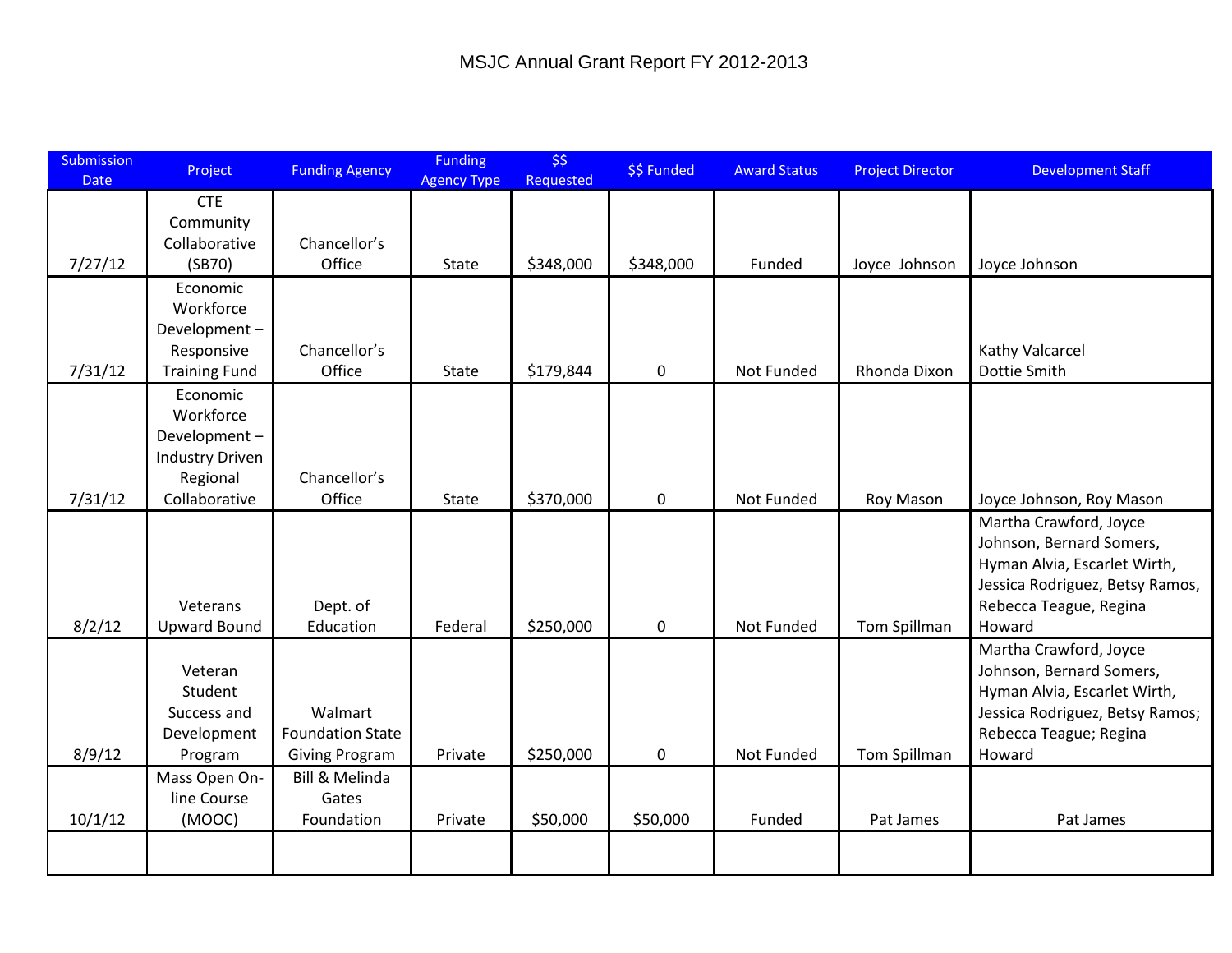# MSJC Annual Grant Report FY 2012-2013

| Submission Date | Project | Funding Agency | Funding Agency Type | $$ Requested | $$ Funded | Award Status | Project Director | Development Staff |
|---|---|---|---|---|---|---|---|---|
| 7/27/12 | CTE Community Collaborative (SB70) | Chancellor's Office | State | $348,000 | $348,000 | Funded | Joyce Johnson | Joyce Johnson |
| 7/31/12 | Economic Workforce Development – Responsive Training Fund | Chancellor's Office | State | $179,844 | 0 | Not Funded | Rhonda Dixon | Kathy Valcarcel Dottie Smith |
| 7/31/12 | Economic Workforce Development – Industry Driven Regional Collaborative | Chancellor's Office | State | $370,000 | 0 | Not Funded | Roy Mason | Joyce Johnson, Roy Mason |
| 8/2/12 | Veterans Upward Bound | Dept. of Education | Federal | $250,000 | 0 | Not Funded | Tom Spillman | Martha Crawford, Joyce Johnson, Bernard Somers, Hyman Alvia, Escarlet Wirth, Jessica Rodriguez, Betsy Ramos, Rebecca Teague, Regina Howard |
| 8/9/12 | Veteran Student Success and Development Program | Walmart Foundation State Giving Program | Private | $250,000 | 0 | Not Funded | Tom Spillman | Martha Crawford, Joyce Johnson, Bernard Somers, Hyman Alvia, Escarlet Wirth, Jessica Rodriguez, Betsy Ramos; Rebecca Teague; Regina Howard |
| 10/1/12 | Mass Open On-line Course (MOOC) | Bill & Melinda Gates Foundation | Private | $50,000 | $50,000 | Funded | Pat James | Pat James |
| | | | | | | | | |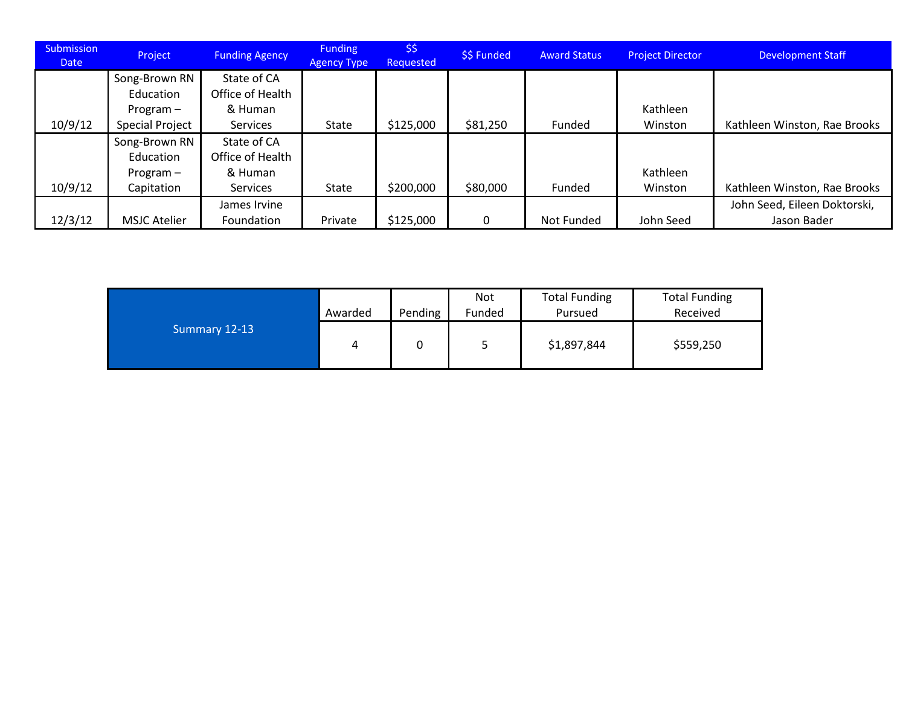| Submission Date | Project | Funding Agency | Funding Agency Type | $$ Requested | $$ Funded | Award Status | Project Director | Development Staff |
|---|---|---|---|---|---|---|---|---|
| 10/9/12 | Song-Brown RN Education Program – Special Project | State of CA Office of Health & Human Services | State | $125,000 | $81,250 | Funded | Kathleen Winston | Kathleen Winston, Rae Brooks |
| 10/9/12 | Song-Brown RN Education Program – Capitation | State of CA Office of Health & Human Services | State | $200,000 | $80,000 | Funded | Kathleen Winston | Kathleen Winston, Rae Brooks |
| 12/3/12 | MSJC Atelier | James Irvine Foundation | Private | $125,000 | 0 | Not Funded | John Seed | John Seed, Eileen Doktorski, Jason Bader |

| Summary 12-13 | Awarded | Pending | Not Funded | Total Funding Pursued | Total Funding Received |
|---|---|---|---|---|---|
| | 4 | 0 | 5 | $1,897,844 | $559,250 |